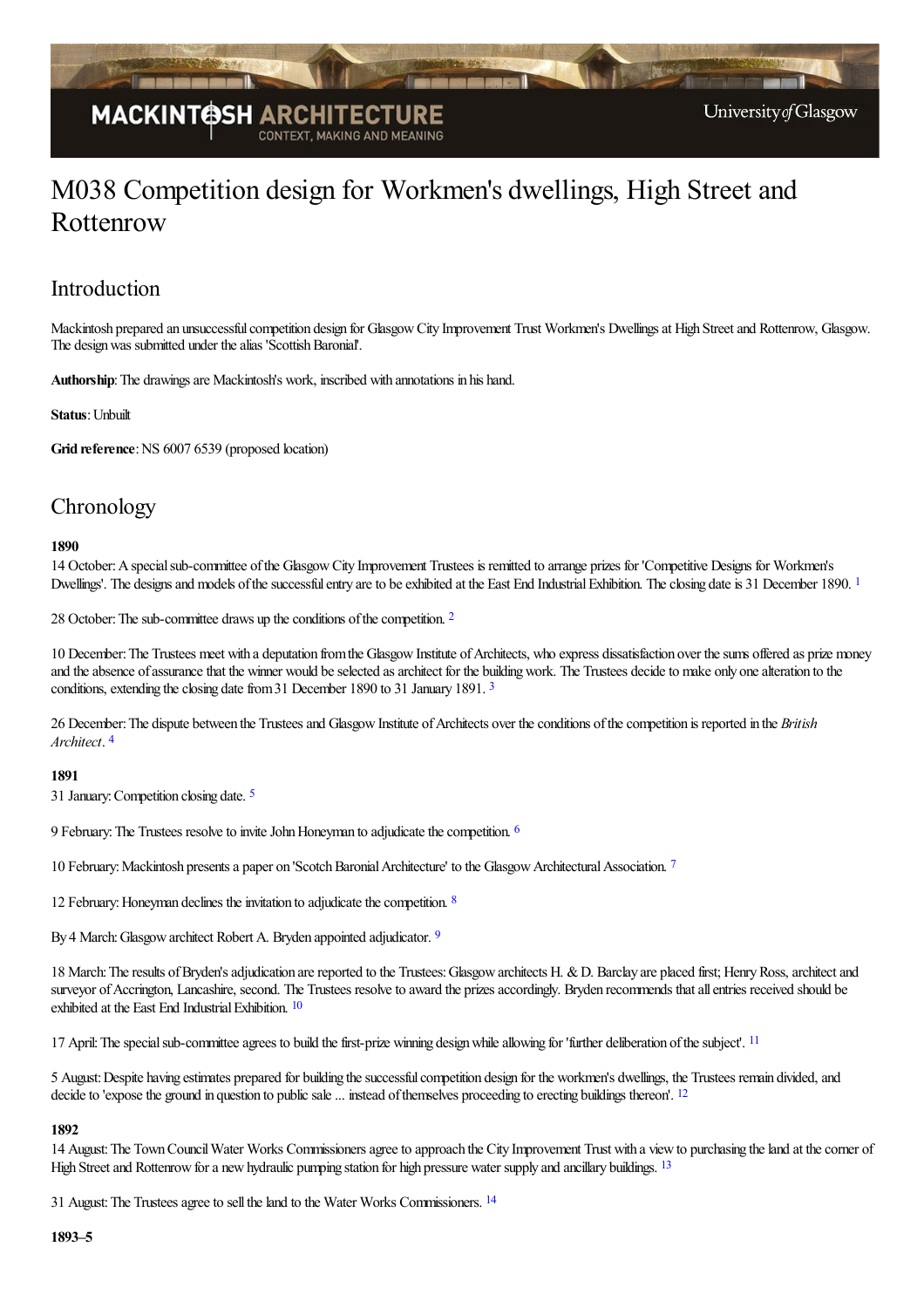# M038 Competition design for Workmen's dwellings, High Street and Rottenrow

## Introduction

Mackintosh prepared an unsuccessful competition design for Glasgow City Improvement Trust Workmen's Dwellings at High Street and Rottenrow, Glasgow. The design was submitted under the alias 'Scottish Baronial'.

**Authorship**: The drawings are Mackintosh's work, inscribed with annotations in his hand.

**Status**: Unbuilt

**Grid reference**: NS 6007 6539 (proposed location)

## Chronology

**1890**

14 October: A special sub-committee of the Glasgow City Improvement Trustees is remitted to arrange prizes for 'Competitive Designs for Workmen's Dwellings'. The designs and models of the successful entry are to be exhibited at the East End Industrial Exhibition. The closing date is 31 December 1890. [1]

28 October: The sub-committee draws up the conditions of the competition. [2]

10 December: The Trustees meet with a deputation from the Glasgow Institute of Architects, who express dissatisfaction over the sums offered as prize money and the absence of assurance that the winner would be selected as architect for the building work. The Trustees decide to make only one alteration to the conditions, extending the closing date from 31 December 1890 to 31 January 1891. [3]

26 December: The dispute between the Trustees and Glasgow Institute of Architects over the conditions of the competition is reported in the *British Architect*. [4]

**1891**

31 January: Competition closing date. [5]

9 February: The Trustees resolve to invite John Honeyman to adjudicate the competition. [6]

10 February: Mackintosh presents a paper on 'Scotch Baronial Architecture' to the Glasgow Architectural Association. [7]

12 February: Honeyman declines the invitation to adjudicate the competition. [8]

By 4 March: Glasgow architect Robert A. Bryden appointed adjudicator. [9]

18 March: The results of Bryden's adjudication are reported to the Trustees: Glasgow architects H. & D. Barclay are placed first; Henry Ross, architect and surveyor of Accrington, Lancashire, second. The Trustees resolve to award the prizes accordingly. Bryden recommends that all entries received should be exhibited at the East End Industrial Exhibition. [10]

17 April: The special sub-committee agrees to build the first-prize winning design while allowing for 'further deliberation of the subject'. [11]

5 August: Despite having estimates prepared for building the successful competition design for the workmen's dwellings, the Trustees remain divided, and decide to 'expose the ground in question to public sale ... instead of themselves proceeding to erecting buildings thereon'. [12]

**1892**

14 August: The Town Council Water Works Commissioners agree to approach the City Improvement Trust with a view to purchasing the land at the corner of High Street and Rottenrow for a new hydraulic pumping station for high pressure water supply and ancillary buildings. [13]

31 August: The Trustees agree to sell the land to the Water Works Commissioners. [14]

**1893–5**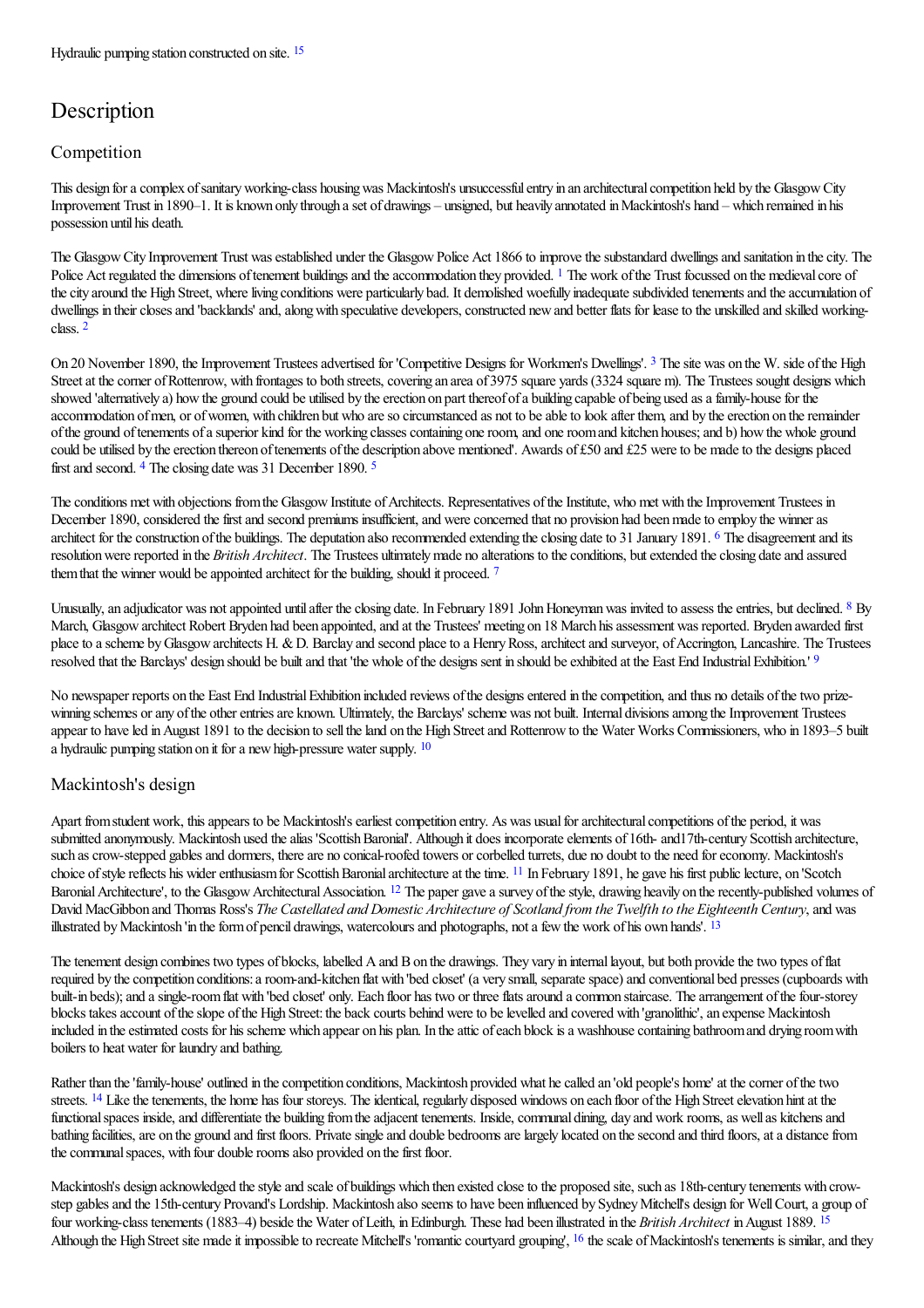Hydraulic pumping station constructed on site. [15]

## Description

### Competition

This design for a complex of sanitary working-class housing was Mackintosh's unsuccessful entry in an architectural competition held by the Glasgow City Improvement Trust in 1890–1. It is known only through a set of drawings – unsigned, but heavily annotated in Mackintosh's hand – which remained in his possession until his death.

The Glasgow City Improvement Trust was established under the Glasgow Police Act 1866 to improve the substandard dwellings and sanitation in the city. The Police Act regulated the dimensions of tenement buildings and the accommodation they provided. [1] The work of the Trust focussed on the medieval core of the city around the High Street, where living conditions were particularly bad. It demolished woefully inadequate subdivided tenements and the accumulation of dwellings in their closes and 'backlands' and, along with speculative developers, constructed new and better flats for lease to the unskilled and skilled working-class. [2]

On 20 November 1890, the Improvement Trustees advertised for 'Competitive Designs for Workmen's Dwellings'. [3] The site was on the W. side of the High Street at the corner of Rottenrow, with frontages to both streets, covering an area of 3975 square yards (3324 square m). The Trustees sought designs which showed 'alternatively a) how the ground could be utilised by the erection on part thereof of a building capable of being used as a family-house for the accommodation of men, or of women, with children but who are so circumstanced as not to be able to look after them, and by the erection on the remainder of the ground of tenements of a superior kind for the working classes containing one room, and one room and kitchen houses; and b) how the whole ground could be utilised by the erection thereon of tenements of the description above mentioned'. Awards of £50 and £25 were to be made to the designs placed first and second. [4] The closing date was 31 December 1890. [5]

The conditions met with objections from the Glasgow Institute of Architects. Representatives of the Institute, who met with the Improvement Trustees in December 1890, considered the first and second premiums insufficient, and were concerned that no provision had been made to employ the winner as architect for the construction of the buildings. The deputation also recommended extending the closing date to 31 January 1891. [6] The disagreement and its resolution were reported in the *British Architect*. The Trustees ultimately made no alterations to the conditions, but extended the closing date and assured them that the winner would be appointed architect for the building, should it proceed. [7]

Unusually, an adjudicator was not appointed until after the closing date. In February 1891 John Honeyman was invited to assess the entries, but declined. [8] By March, Glasgow architect Robert Bryden had been appointed, and at the Trustees' meeting on 18 March his assessment was reported. Bryden awarded first place to a scheme by Glasgow architects H. & D. Barclay and second place to a Henry Ross, architect and surveyor, of Accrington, Lancashire. The Trustees resolved that the Barclays' design should be built and that 'the whole of the designs sent in should be exhibited at the East End Industrial Exhibition.' [9]

No newspaper reports on the East End Industrial Exhibition included reviews of the designs entered in the competition, and thus no details of the two prize-winning schemes or any of the other entries are known. Ultimately, the Barclays' scheme was not built. Internal divisions among the Improvement Trustees appear to have led in August 1891 to the decision to sell the land on the High Street and Rottenrow to the Water Works Commissioners, who in 1893–5 built a hydraulic pumping station on it for a new high-pressure water supply. [10]

### Mackintosh's design

Apart from student work, this appears to be Mackintosh's earliest competition entry. As was usual for architectural competitions of the period, it was submitted anonymously. Mackintosh used the alias 'Scottish Baronial'. Although it does incorporate elements of 16th- and17th-century Scottish architecture, such as crow-stepped gables and dormers, there are no conical-roofed towers or corbelled turrets, due no doubt to the need for economy. Mackintosh's choice of style reflects his wider enthusiasm for Scottish Baronial architecture at the time. [11] In February 1891, he gave his first public lecture, on 'Scotch Baronial Architecture', to the Glasgow Architectural Association. [12] The paper gave a survey of the style, drawing heavily on the recently-published volumes of David MacGibbon and Thomas Ross's *The Castellated and Domestic Architecture of Scotland from the Twelfth to the Eighteenth Century*, and was illustrated by Mackintosh 'in the form of pencil drawings, watercolours and photographs, not a few the work of his own hands'. [13]

The tenement design combines two types of blocks, labelled A and B on the drawings. They vary in internal layout, but both provide the two types of flat required by the competition conditions: a room-and-kitchen flat with 'bed closet' (a very small, separate space) and conventional bed presses (cupboards with built-in beds); and a single-room flat with 'bed closet' only. Each floor has two or three flats around a common staircase. The arrangement of the four-storey blocks takes account of the slope of the High Street: the back courts behind were to be levelled and covered with 'granolithic', an expense Mackintosh included in the estimated costs for his scheme which appear on his plan. In the attic of each block is a washhouse containing bathroom and drying room with boilers to heat water for laundry and bathing.

Rather than the 'family-house' outlined in the competition conditions, Mackintosh provided what he called an 'old people's home' at the corner of the two streets. [14] Like the tenements, the home has four storeys. The identical, regularly disposed windows on each floor of the High Street elevation hint at the functional spaces inside, and differentiate the building from the adjacent tenements. Inside, communal dining, day and work rooms, as well as kitchens and bathing facilities, are on the ground and first floors. Private single and double bedrooms are largely located on the second and third floors, at a distance from the communal spaces, with four double rooms also provided on the first floor.

Mackintosh's design acknowledged the style and scale of buildings which then existed close to the proposed site, such as 18th-century tenements with crow-step gables and the 15th-century Provand's Lordship. Mackintosh also seems to have been influenced by Sydney Mitchell's design for Well Court, a group of four working-class tenements (1883–4) beside the Water of Leith, in Edinburgh. These had been illustrated in the *British Architect* in August 1889. [15] Although the High Street site made it impossible to recreate Mitchell's 'romantic courtyard grouping', [16] the scale of Mackintosh's tenements is similar, and they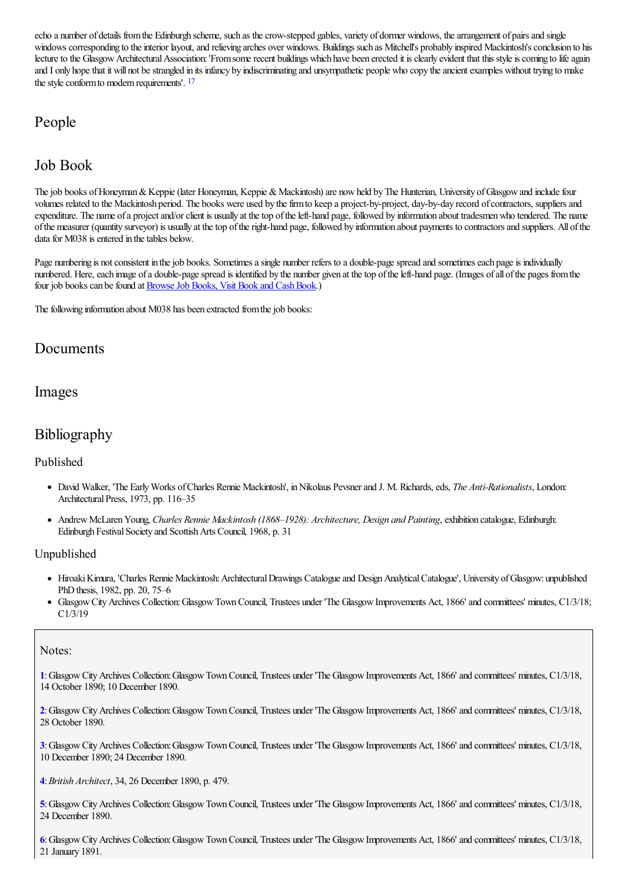echo a number of details from the Edinburgh scheme, such as the crow-stepped gables, variety of dormer windows, the arrangement of pairs and single windows corresponding to the interior layout, and relieving arches over windows. Buildings such as Mitchell's probably inspired Mackintosh's conclusion to his lecture to the Glasgow Architectural Association: 'From some recent buildings which have been erected it is clearly evident that this style is coming to life again and I only hope that it will not be strangled in its infancy by indiscriminating and unsympathetic people who copy the ancient examples without trying to make the style conform to modern requirements'. [17]

## People

## Job Book

The job books of Honeyman & Keppie (later Honeyman, Keppie & Mackintosh) are now held by The Hunterian, University of Glasgow and include four volumes related to the Mackintosh period. The books were used by the firm to keep a project-by-project, day-by-day record of contractors, suppliers and expenditure. The name of a project and/or client is usually at the top of the left-hand page, followed by information about tradesmen who tendered. The name of the measurer (quantity surveyor) is usually at the top of the right-hand page, followed by information about payments to contractors and suppliers. All of the data for M038 is entered in the tables below.

Page numbering is not consistent in the job books. Sometimes a single number refers to a double-page spread and sometimes each page is individually numbered. Here, each image of a double-page spread is identified by the number given at the top of the left-hand page. (Images of all of the pages from the four job books can be found at [Browse Job Books, Visit Book and Cash Book](#).)

The following information about M038 has been extracted from the job books:

## Documents

## Images

## Bibliography

### Published

- David Walker, 'The Early Works of Charles Rennie Mackintosh', in Nikolaus Pevsner and J. M. Richards, eds, *The Anti-Rationalists*, London: Architectural Press, 1973, pp. 116–35
- Andrew McLaren Young, *Charles Rennie Mackintosh (1868–1928): Architecture, Design and Painting*, exhibition catalogue, Edinburgh: Edinburgh Festival Society and Scottish Arts Council, 1968, p. 31

### Unpublished

- Hiroaki Kimura, 'Charles Rennie Mackintosh: Architectural Drawings Catalogue and Design Analytical Catalogue', University of Glasgow: unpublished PhD thesis, 1982, pp. 20, 75–6
- Glasgow City Archives Collection: Glasgow Town Council, Trustees under 'The Glasgow Improvements Act, 1866' and committees' minutes, C1/3/18; C1/3/19

Notes:

1: Glasgow City Archives Collection: Glasgow Town Council, Trustees under 'The Glasgow Improvements Act, 1866' and committees' minutes, C1/3/18, 14 October 1890; 10 December 1890.

2: Glasgow City Archives Collection: Glasgow Town Council, Trustees under 'The Glasgow Improvements Act, 1866' and committees' minutes, C1/3/18, 28 October 1890.

3: Glasgow City Archives Collection: Glasgow Town Council, Trustees under 'The Glasgow Improvements Act, 1866' and committees' minutes, C1/3/18, 10 December 1890; 24 December 1890.

4: *British Architect*, 34, 26 December 1890, p. 479.

5: Glasgow City Archives Collection: Glasgow Town Council, Trustees under 'The Glasgow Improvements Act, 1866' and committees' minutes, C1/3/18, 24 December 1890.

6: Glasgow City Archives Collection: Glasgow Town Council, Trustees under 'The Glasgow Improvements Act, 1866' and committees' minutes, C1/3/18, 21 January 1891.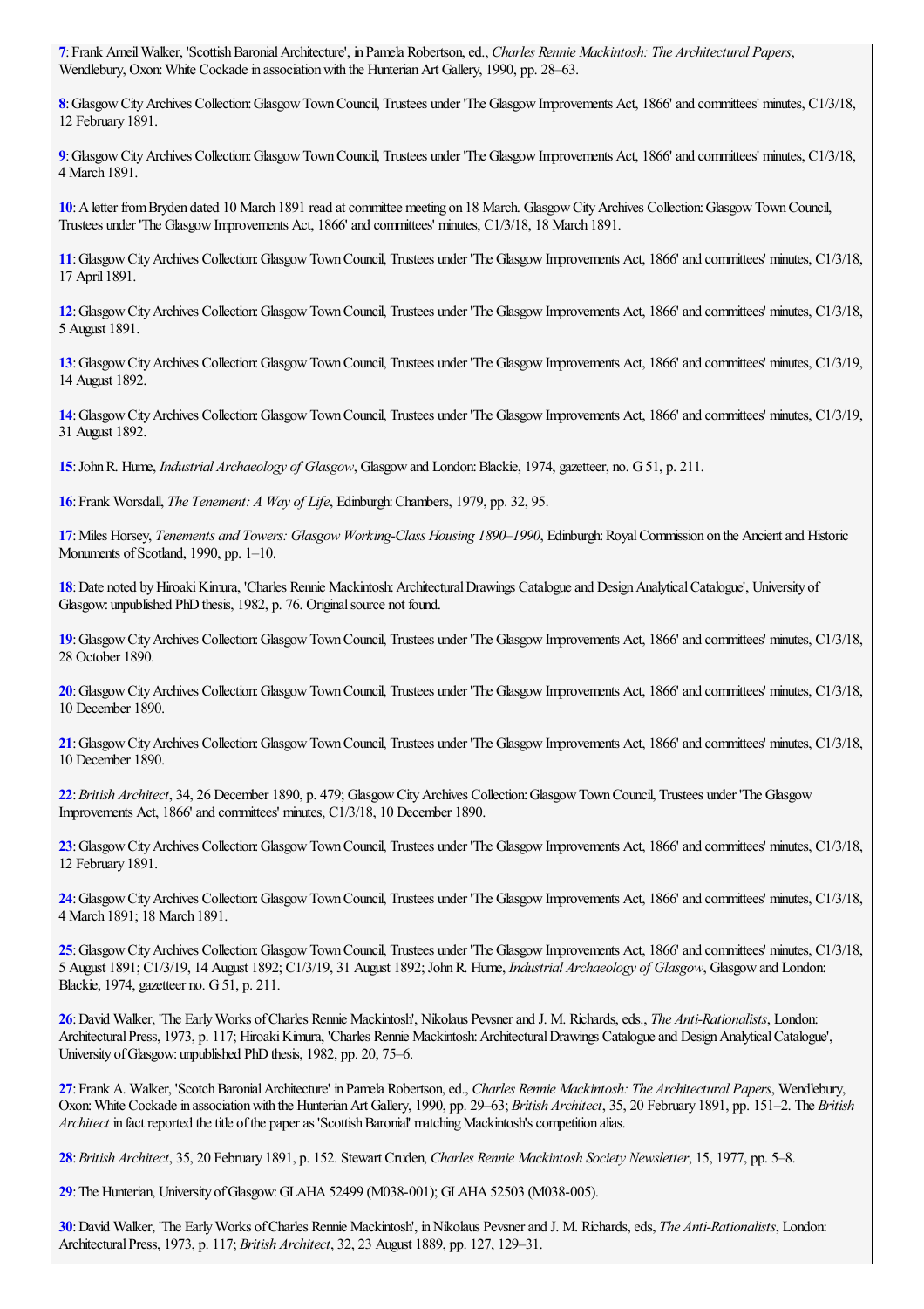**7**: Frank Arneil Walker, 'Scottish Baronial Architecture', in Pamela Robertson, ed., *Charles Rennie Mackintosh: The Architectural Papers*, Wendlebury, Oxon: White Cockade in association with the Hunterian Art Gallery, 1990, pp. 28–63.

**8**: Glasgow City Archives Collection: Glasgow Town Council, Trustees under 'The Glasgow Improvements Act, 1866' and committees' minutes, C1/3/18, 12 February 1891.

**9**: Glasgow City Archives Collection: Glasgow Town Council, Trustees under 'The Glasgow Improvements Act, 1866' and committees' minutes, C1/3/18, 4 March 1891.

**10**: A letter from Bryden dated 10 March 1891 read at committee meeting on 18 March. Glasgow City Archives Collection: Glasgow Town Council, Trustees under 'The Glasgow Improvements Act, 1866' and committees' minutes, C1/3/18, 18 March 1891.

**11**: Glasgow City Archives Collection: Glasgow Town Council, Trustees under 'The Glasgow Improvements Act, 1866' and committees' minutes, C1/3/18, 17 April 1891.

**12**: Glasgow City Archives Collection: Glasgow Town Council, Trustees under 'The Glasgow Improvements Act, 1866' and committees' minutes, C1/3/18, 5 August 1891.

**13**: Glasgow City Archives Collection: Glasgow Town Council, Trustees under 'The Glasgow Improvements Act, 1866' and committees' minutes, C1/3/19, 14 August 1892.

**14**: Glasgow City Archives Collection: Glasgow Town Council, Trustees under 'The Glasgow Improvements Act, 1866' and committees' minutes, C1/3/19, 31 August 1892.

**15**: John R. Hume, *Industrial Archaeology of Glasgow*, Glasgow and London: Blackie, 1974, gazetteer, no. G 51, p. 211.

**16**: Frank Worsdall, *The Tenement: A Way of Life*, Edinburgh: Chambers, 1979, pp. 32, 95.

**17**: Miles Horsey, *Tenements and Towers: Glasgow Working-Class Housing 1890–1990*, Edinburgh: Royal Commission on the Ancient and Historic Monuments of Scotland, 1990, pp. 1–10.

**18**: Date noted by Hiroaki Kimura, 'Charles Rennie Mackintosh: Architectural Drawings Catalogue and Design Analytical Catalogue', University of Glasgow: unpublished PhD thesis, 1982, p. 76. Original source not found.

**19**: Glasgow City Archives Collection: Glasgow Town Council, Trustees under 'The Glasgow Improvements Act, 1866' and committees' minutes, C1/3/18, 28 October 1890.

**20**: Glasgow City Archives Collection: Glasgow Town Council, Trustees under 'The Glasgow Improvements Act, 1866' and committees' minutes, C1/3/18, 10 December 1890.

**21**: Glasgow City Archives Collection: Glasgow Town Council, Trustees under 'The Glasgow Improvements Act, 1866' and committees' minutes, C1/3/18, 10 December 1890.

**22**: *British Architect*, 34, 26 December 1890, p. 479; Glasgow City Archives Collection: Glasgow Town Council, Trustees under 'The Glasgow Improvements Act, 1866' and committees' minutes, C1/3/18, 10 December 1890.

**23**: Glasgow City Archives Collection: Glasgow Town Council, Trustees under 'The Glasgow Improvements Act, 1866' and committees' minutes, C1/3/18, 12 February 1891.

**24**: Glasgow City Archives Collection: Glasgow Town Council, Trustees under 'The Glasgow Improvements Act, 1866' and committees' minutes, C1/3/18, 4 March 1891; 18 March 1891.

**25**: Glasgow City Archives Collection: Glasgow Town Council, Trustees under 'The Glasgow Improvements Act, 1866' and committees' minutes, C1/3/18, 5 August 1891; C1/3/19, 14 August 1892; C1/3/19, 31 August 1892; John R. Hume, *Industrial Archaeology of Glasgow*, Glasgow and London: Blackie, 1974, gazetteer no. G 51, p. 211.

**26**: David Walker, 'The Early Works of Charles Rennie Mackintosh', Nikolaus Pevsner and J. M. Richards, eds., *The Anti-Rationalists*, London: Architectural Press, 1973, p. 117; Hiroaki Kimura, 'Charles Rennie Mackintosh: Architectural Drawings Catalogue and Design Analytical Catalogue', University of Glasgow: unpublished PhD thesis, 1982, pp. 20, 75–6.

**27**: Frank A. Walker, 'Scotch Baronial Architecture' in Pamela Robertson, ed., *Charles Rennie Mackintosh: The Architectural Papers*, Wendlebury, Oxon: White Cockade in association with the Hunterian Art Gallery, 1990, pp. 29–63; *British Architect*, 35, 20 February 1891, pp. 151–2. The *British Architect* in fact reported the title of the paper as 'Scottish Baronial' matching Mackintosh's competition alias.

**28**: *British Architect*, 35, 20 February 1891, p. 152. Stewart Cruden, *Charles Rennie Mackintosh Society Newsletter*, 15, 1977, pp. 5–8.

**29**: The Hunterian, University of Glasgow: GLAHA 52499 (M038-001); GLAHA 52503 (M038-005).

**30**: David Walker, 'The Early Works of Charles Rennie Mackintosh', in Nikolaus Pevsner and J. M. Richards, eds, *The Anti-Rationalists*, London: Architectural Press, 1973, p. 117; *British Architect*, 32, 23 August 1889, pp. 127, 129–31.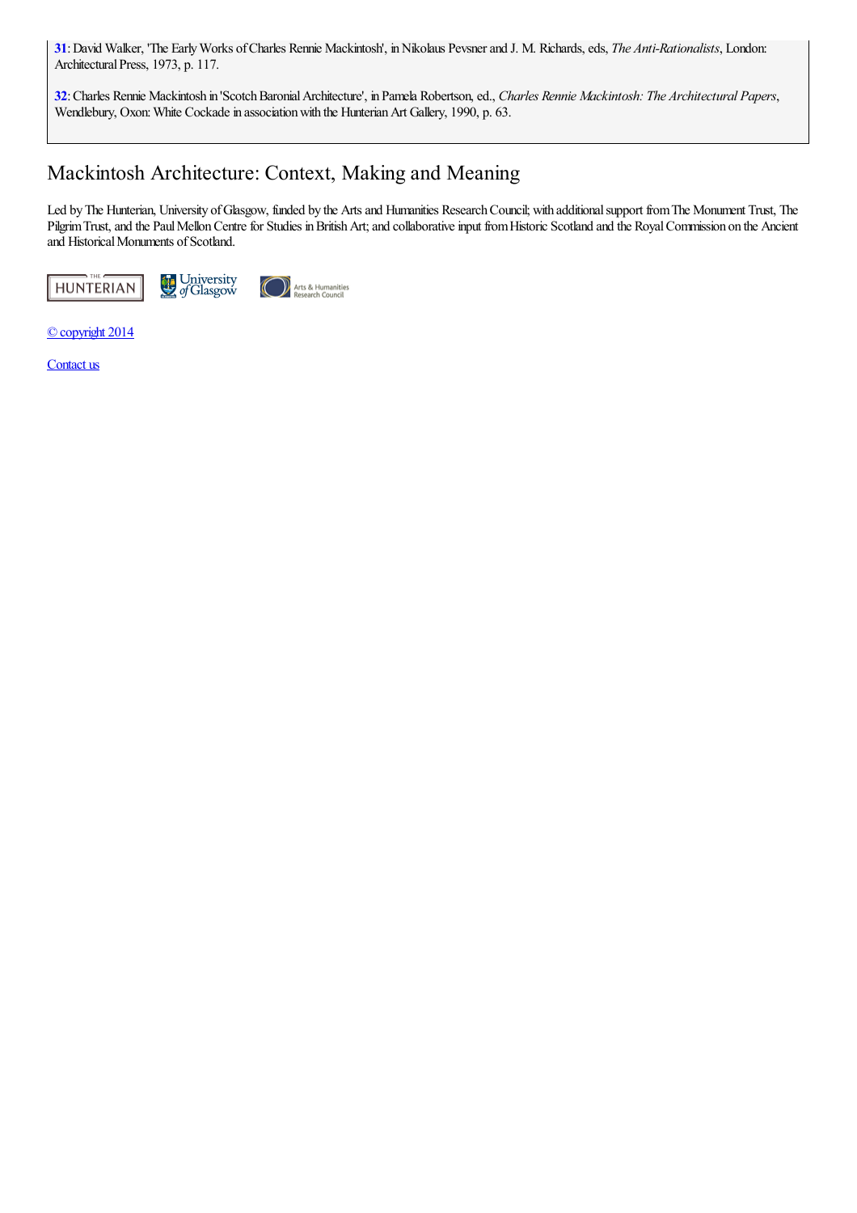**31**: David Walker, 'The Early Works of Charles Rennie Mackintosh', in Nikolaus Pevsner and J. M. Richards, eds, *The Anti-Rationalists*, London: Architectural Press, 1973, p. 117.

**32**: Charles Rennie Mackintosh in 'Scotch Baronial Architecture', in Pamela Robertson, ed., *Charles Rennie Mackintosh: The Architectural Papers*, Wendlebury, Oxon: White Cockade in association with the Hunterian Art Gallery, 1990, p. 63.

## Mackintosh Architecture: Context, Making and Meaning

Led by The Hunterian, University of Glasgow, funded by the Arts and Humanities Research Council; with additional support from The Monument Trust, The Pilgrim Trust, and the Paul Mellon Centre for Studies in British Art; and collaborative input from Historic Scotland and the Royal Commission on the Ancient and Historical Monuments of Scotland.

THE HUNTERIAN University of Glasgow Arts & Humanities Research Council

© copyright 2014

Contact us